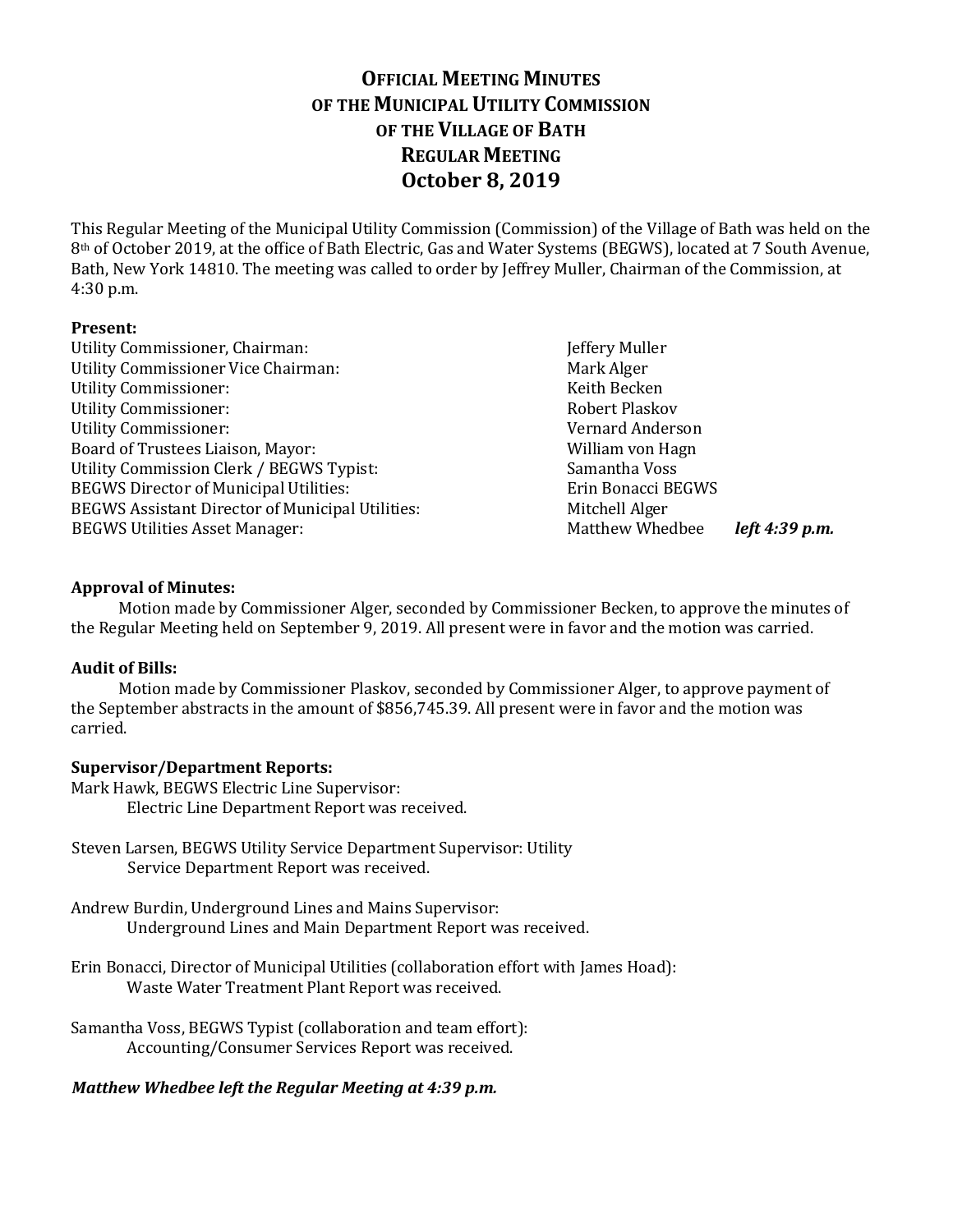# OFFICIAL MEETING MINUTES
# OF THE MUNICIPAL UTILITY COMMISSION
# OF THE VILLAGE OF BATH
# REGULAR MEETING
# October 8, 2019

This Regular Meeting of the Municipal Utility Commission (Commission) of the Village of Bath was held on the 8th of October 2019, at the office of Bath Electric, Gas and Water Systems (BEGWS), located at 7 South Avenue, Bath, New York 14810. The meeting was called to order by Jeffrey Muller, Chairman of the Commission, at 4:30 p.m.

**Present:**

| | | |
|---|---|---|
| Utility Commissioner, Chairman: | Jeffery Muller | |
| Utility Commissioner Vice Chairman: | Mark Alger | |
| Utility Commissioner: | Keith Becken | |
| Utility Commissioner: | Robert Plaskov | |
| Utility Commissioner: | Vernard Anderson | |
| Board of Trustees Liaison, Mayor: | William von Hagn | |
| Utility Commission Clerk / BEGWS Typist: | Samantha Voss | |
| BEGWS Director of Municipal Utilities: | Erin Bonacci BEGWS | |
| BEGWS Assistant Director of Municipal Utilities: | Mitchell Alger | |
| BEGWS Utilities Asset Manager: | Matthew Whedbee | ***left 4:39 p.m.*** |

**Approval of Minutes:**

Motion made by Commissioner Alger, seconded by Commissioner Becken, to approve the minutes of the Regular Meeting held on September 9, 2019. All present were in favor and the motion was carried.

**Audit of Bills:**

Motion made by Commissioner Plaskov, seconded by Commissioner Alger, to approve payment of the September abstracts in the amount of $856,745.39. All present were in favor and the motion was carried.

**Supervisor/Department Reports:**

Mark Hawk, BEGWS Electric Line Supervisor:
Electric Line Department Report was received.

Steven Larsen, BEGWS Utility Service Department Supervisor: Utility
Service Department Report was received.

Andrew Burdin, Underground Lines and Mains Supervisor:
Underground Lines and Main Department Report was received.

Erin Bonacci, Director of Municipal Utilities (collaboration effort with James Hoad):
Waste Water Treatment Plant Report was received.

Samantha Voss, BEGWS Typist (collaboration and team effort):
Accounting/Consumer Services Report was received.

***Matthew Whedbee left the Regular Meeting at 4:39 p.m.***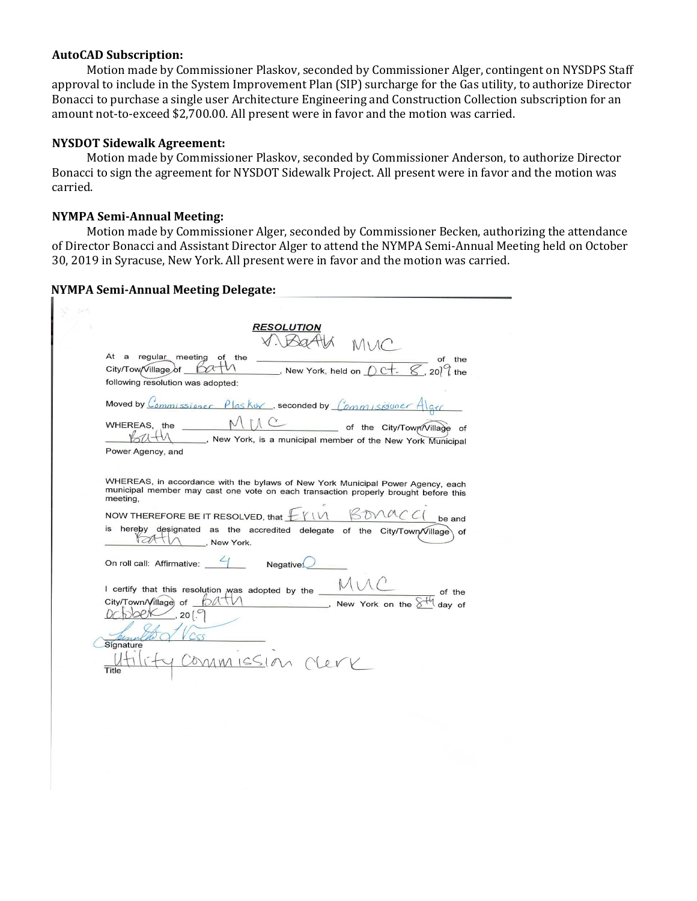**AutoCAD Subscription:**

Motion made by Commissioner Plaskov, seconded by Commissioner Alger, contingent on NYSDPS Staff approval to include in the System Improvement Plan (SIP) surcharge for the Gas utility, to authorize Director Bonacci to purchase a single user Architecture Engineering and Construction Collection subscription for an amount not-to-exceed $2,700.00. All present were in favor and the motion was carried.

**NYSDOT Sidewalk Agreement:**

Motion made by Commissioner Plaskov, seconded by Commissioner Anderson, to authorize Director Bonacci to sign the agreement for NYSDOT Sidewalk Project. All present were in favor and the motion was carried.

**NYMPA Semi-Annual Meeting:**

Motion made by Commissioner Alger, seconded by Commissioner Becken, authorizing the attendance of Director Bonacci and Assistant Director Alger to attend the NYMPA Semi-Annual Meeting held on October 30, 2019 in Syracuse, New York. All present were in favor and the motion was carried.

**NYMPA Semi-Annual Meeting Delegate:**

***RESOLUTION***

At a regular meeting of the V. Bath MUC of the City/Town/Village of Bath, New York, held on Oct. 8, 2019 the following resolution was adopted:

Moved by Commissioner Plaskov, seconded by Commissioner Alger

WHEREAS, the MUC of the City/Town/Village of Bath, New York, is a municipal member of the New York Municipal Power Agency, and

WHEREAS, in accordance with the bylaws of New York Municipal Power Agency, each municipal member may cast one vote on each transaction properly brought before this meeting,

NOW THEREFORE BE IT RESOLVED, that Erin Bonacci be and is hereby designated as the accredited delegate of the City/Town/Village of Bath, New York.

On roll call: Affirmative: 4 Negative: 0

I certify that this resolution was adopted by the MUC of the City/Town/Village of Bath, New York on the 8th day of October, 2019

[Signature] Voss

Signature

Utility Commission Clerk

Title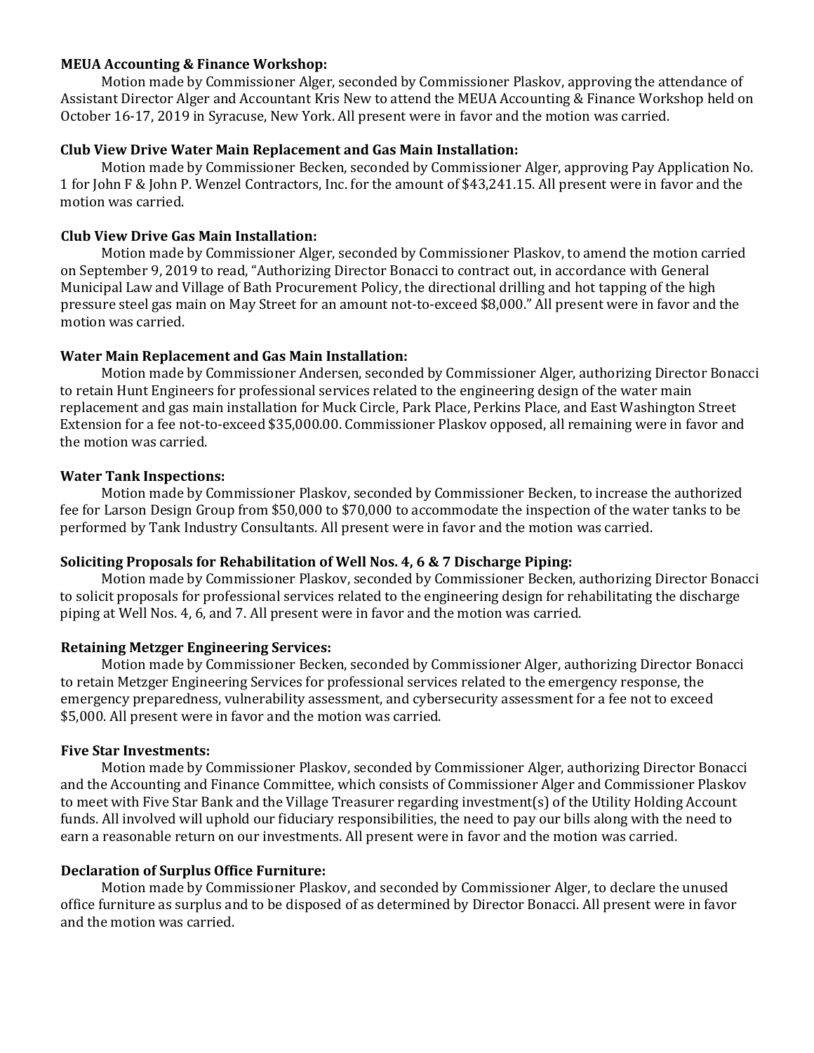**MEUA Accounting & Finance Workshop:**

Motion made by Commissioner Alger, seconded by Commissioner Plaskov, approving the attendance of Assistant Director Alger and Accountant Kris New to attend the MEUA Accounting & Finance Workshop held on October 16-17, 2019 in Syracuse, New York. All present were in favor and the motion was carried.

**Club View Drive Water Main Replacement and Gas Main Installation:**

Motion made by Commissioner Becken, seconded by Commissioner Alger, approving Pay Application No. 1 for John F & John P. Wenzel Contractors, Inc. for the amount of $43,241.15. All present were in favor and the motion was carried.

**Club View Drive Gas Main Installation:**

Motion made by Commissioner Alger, seconded by Commissioner Plaskov, to amend the motion carried on September 9, 2019 to read, "Authorizing Director Bonacci to contract out, in accordance with General Municipal Law and Village of Bath Procurement Policy, the directional drilling and hot tapping of the high pressure steel gas main on May Street for an amount not-to-exceed $8,000." All present were in favor and the motion was carried.

**Water Main Replacement and Gas Main Installation:**

Motion made by Commissioner Andersen, seconded by Commissioner Alger, authorizing Director Bonacci to retain Hunt Engineers for professional services related to the engineering design of the water main replacement and gas main installation for Muck Circle, Park Place, Perkins Place, and East Washington Street Extension for a fee not-to-exceed $35,000.00. Commissioner Plaskov opposed, all remaining were in favor and the motion was carried.

**Water Tank Inspections:**

Motion made by Commissioner Plaskov, seconded by Commissioner Becken, to increase the authorized fee for Larson Design Group from $50,000 to $70,000 to accommodate the inspection of the water tanks to be performed by Tank Industry Consultants. All present were in favor and the motion was carried.

**Soliciting Proposals for Rehabilitation of Well Nos. 4, 6 & 7 Discharge Piping:**

Motion made by Commissioner Plaskov, seconded by Commissioner Becken, authorizing Director Bonacci to solicit proposals for professional services related to the engineering design for rehabilitating the discharge piping at Well Nos. 4, 6, and 7. All present were in favor and the motion was carried.

**Retaining Metzger Engineering Services:**

Motion made by Commissioner Becken, seconded by Commissioner Alger, authorizing Director Bonacci to retain Metzger Engineering Services for professional services related to the emergency response, the emergency preparedness, vulnerability assessment, and cybersecurity assessment for a fee not to exceed $5,000. All present were in favor and the motion was carried.

**Five Star Investments:**

Motion made by Commissioner Plaskov, seconded by Commissioner Alger, authorizing Director Bonacci and the Accounting and Finance Committee, which consists of Commissioner Alger and Commissioner Plaskov to meet with Five Star Bank and the Village Treasurer regarding investment(s) of the Utility Holding Account funds. All involved will uphold our fiduciary responsibilities, the need to pay our bills along with the need to earn a reasonable return on our investments. All present were in favor and the motion was carried.

**Declaration of Surplus Office Furniture:**

Motion made by Commissioner Plaskov, and seconded by Commissioner Alger, to declare the unused office furniture as surplus and to be disposed of as determined by Director Bonacci. All present were in favor and the motion was carried.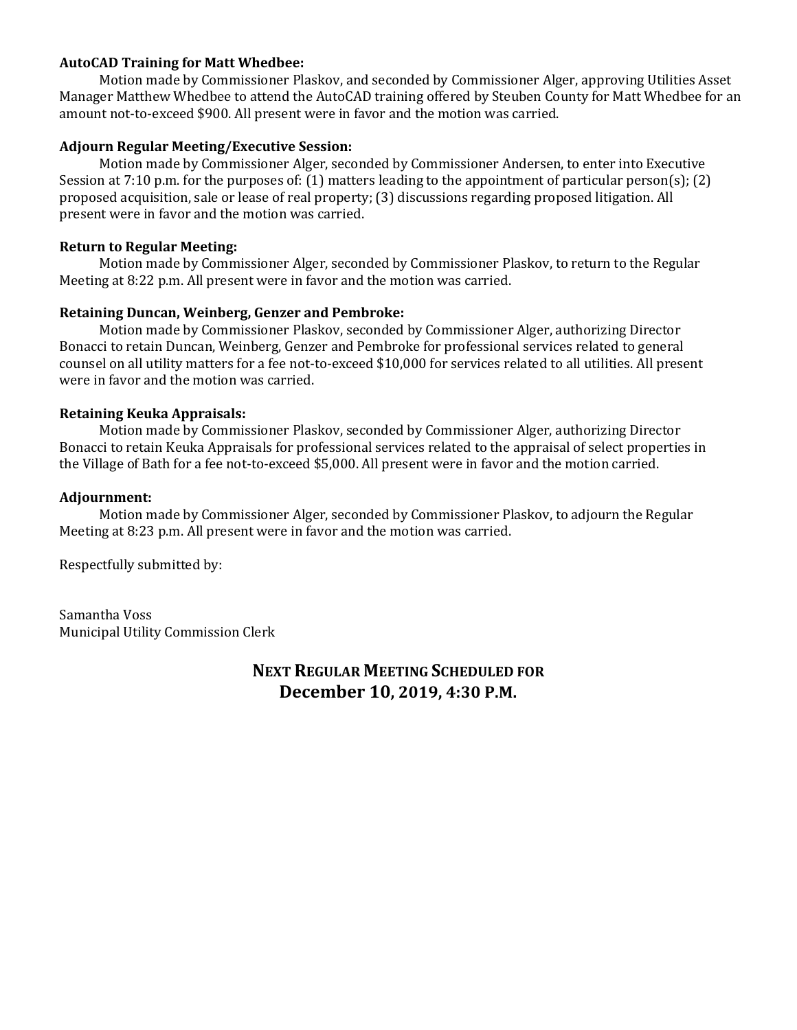**AutoCAD Training for Matt Whedbee:**

Motion made by Commissioner Plaskov, and seconded by Commissioner Alger, approving Utilities Asset Manager Matthew Whedbee to attend the AutoCAD training offered by Steuben County for Matt Whedbee for an amount not-to-exceed $900. All present were in favor and the motion was carried.

**Adjourn Regular Meeting/Executive Session:**

Motion made by Commissioner Alger, seconded by Commissioner Andersen, to enter into Executive Session at 7:10 p.m. for the purposes of: (1) matters leading to the appointment of particular person(s); (2) proposed acquisition, sale or lease of real property; (3) discussions regarding proposed litigation. All present were in favor and the motion was carried.

**Return to Regular Meeting:**

Motion made by Commissioner Alger, seconded by Commissioner Plaskov, to return to the Regular Meeting at 8:22 p.m. All present were in favor and the motion was carried.

**Retaining Duncan, Weinberg, Genzer and Pembroke:**

Motion made by Commissioner Plaskov, seconded by Commissioner Alger, authorizing Director Bonacci to retain Duncan, Weinberg, Genzer and Pembroke for professional services related to general counsel on all utility matters for a fee not-to-exceed $10,000 for services related to all utilities. All present were in favor and the motion was carried.

**Retaining Keuka Appraisals:**

Motion made by Commissioner Plaskov, seconded by Commissioner Alger, authorizing Director Bonacci to retain Keuka Appraisals for professional services related to the appraisal of select properties in the Village of Bath for a fee not-to-exceed $5,000. All present were in favor and the motion carried.

**Adjournment:**

Motion made by Commissioner Alger, seconded by Commissioner Plaskov, to adjourn the Regular Meeting at 8:23 p.m. All present were in favor and the motion was carried.

Respectfully submitted by:

Samantha Voss
Municipal Utility Commission Clerk

**NEXT REGULAR MEETING SCHEDULED FOR**
**December 10, 2019, 4:30 P.M.**